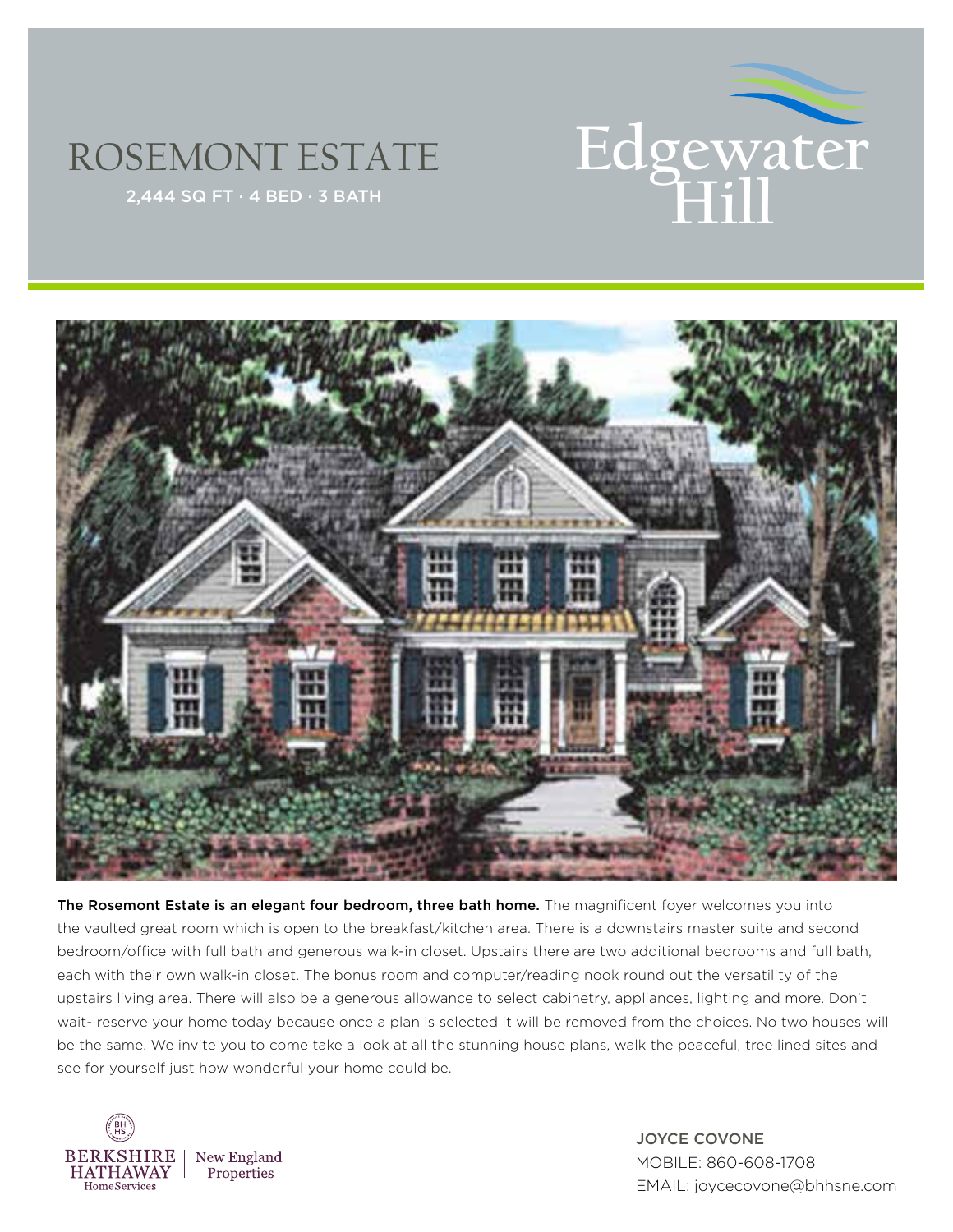# ROSEMONT ESTATE

2,444 SQ FT · 4 BED · 3 BATH

Edgewater Hill

**The Rosemont Estate is an elegant four bedroom, three bath home.** The magnificent foyer welcomes you into the vaulted great room which is open to the breakfast/kitchen area. There is a downstairs master suite and second bedroom/office with full bath and generous walk-in closet. Upstairs there are two additional bedrooms and full bath, each with their own walk-in closet. The bonus room and computer/reading nook round out the versatility of the upstairs living area. There will also be a generous allowance to select cabinetry, appliances, lighting and more. Don't wait- reserve your home today because once a plan is selected it will be removed from the choices. No two houses will be the same. We invite you to come take a look at all the stunning house plans, walk the peaceful, tree lined sites and see for yourself just how wonderful your home could be.

BERKSHIRE HATHAWAY HomeServices | New England Properties

JOYCE COVONE
MOBILE: 860-608-1708
EMAIL: joycecovone@bhhsne.com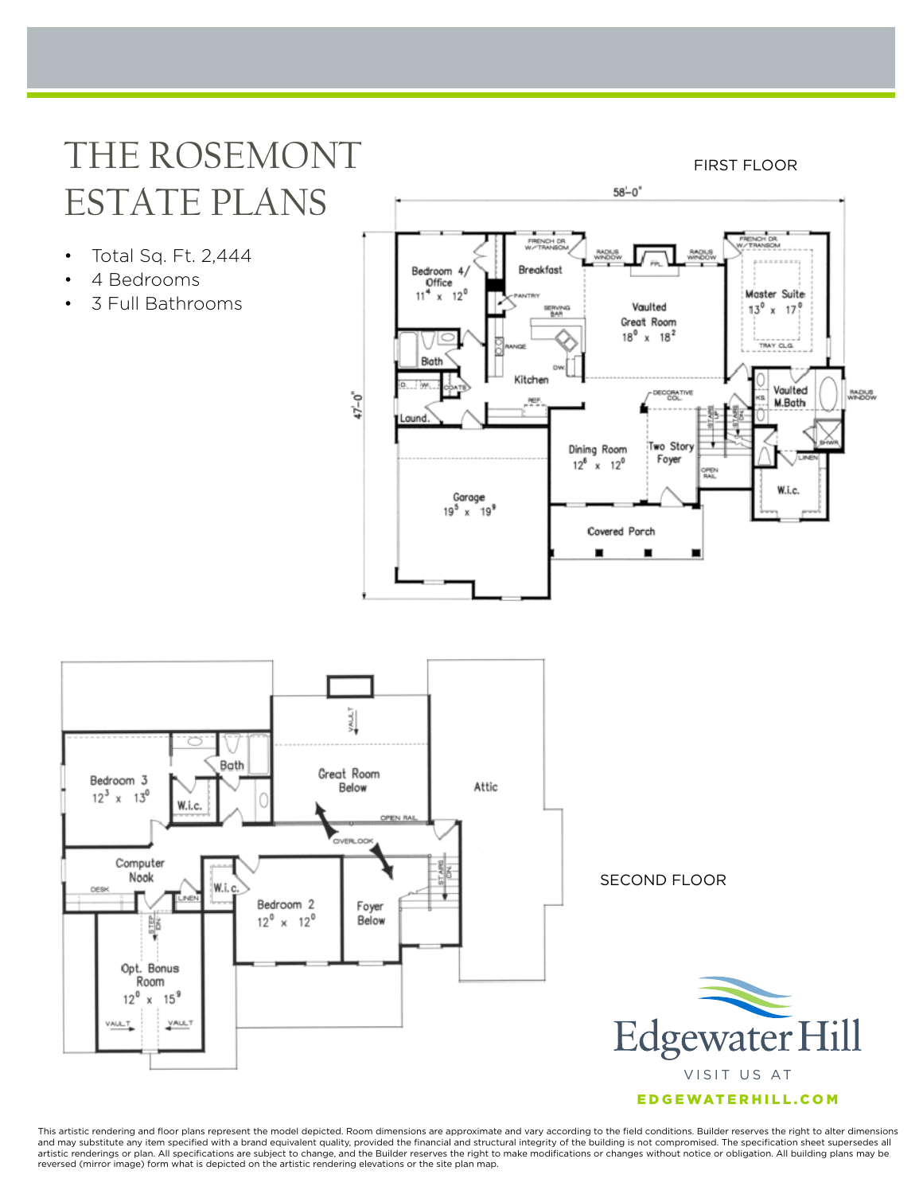# THE ROSEMONT ESTATE PLANS

- Total Sq. Ft. 2,444
- 4 Bedrooms
- 3 Full Bathrooms

FIRST FLOOR

58'-0"

47'-0"

Bedroom 4/ Office
$11^4$ x $12^0$

Breakfast

FRENCH DR. W/TRANSOM

RADIUS WINDOW

FPL.

Vaulted Great Room
$18^0$ x $18^2$

Master Suite
$13^0$ x $17^0$

TRAY CLG.

PANTRY

SERVING BAR

RANGE

DW

Kitchen

REF.

Bath

D. W. COATS

Laund.

DECORATIVE COL.

Vaulted M.Bath

KS.

SHWR.

LINEN

W.i.c.

STAIRS UP

STAIRS DN

OPEN RAIL

Dining Room
$12^6$ x $12^0$

Two Story Foyer

Garage
$19^5$ x $19^9$

Covered Porch

SECOND FLOOR

Bedroom 3
$12^3$ x $13^0$

W.i.c.

Bath

VAULT

Great Room Below

OPEN RAIL

OVERLOOK

Attic

Computer Nook

DESK

LINEN

W.i.c.

Bedroom 2
$12^0$ x $12^0$

Foyer Below

STAIRS DN

STEP DN

Opt. Bonus Room
$12^0$ x $15^9$

VAULT

VAULT

Edgewater Hill

VISIT US AT

EDGEWATERHILL.COM

This artistic rendering and floor plans represent the model depicted. Room dimensions are approximate and vary according to the field conditions. Builder reserves the right to alter dimensions and may substitute any item specified with a brand equivalent quality, provided the financial and structural integrity of the building is not compromised. The specification sheet supersedes all artistic renderings or plan. All specifications are subject to change, and the Builder reserves the right to make modifications or changes without notice or obligation. All building plans may be reversed (mirror image) form what is depicted on the artistic rendering elevations or the site plan map.